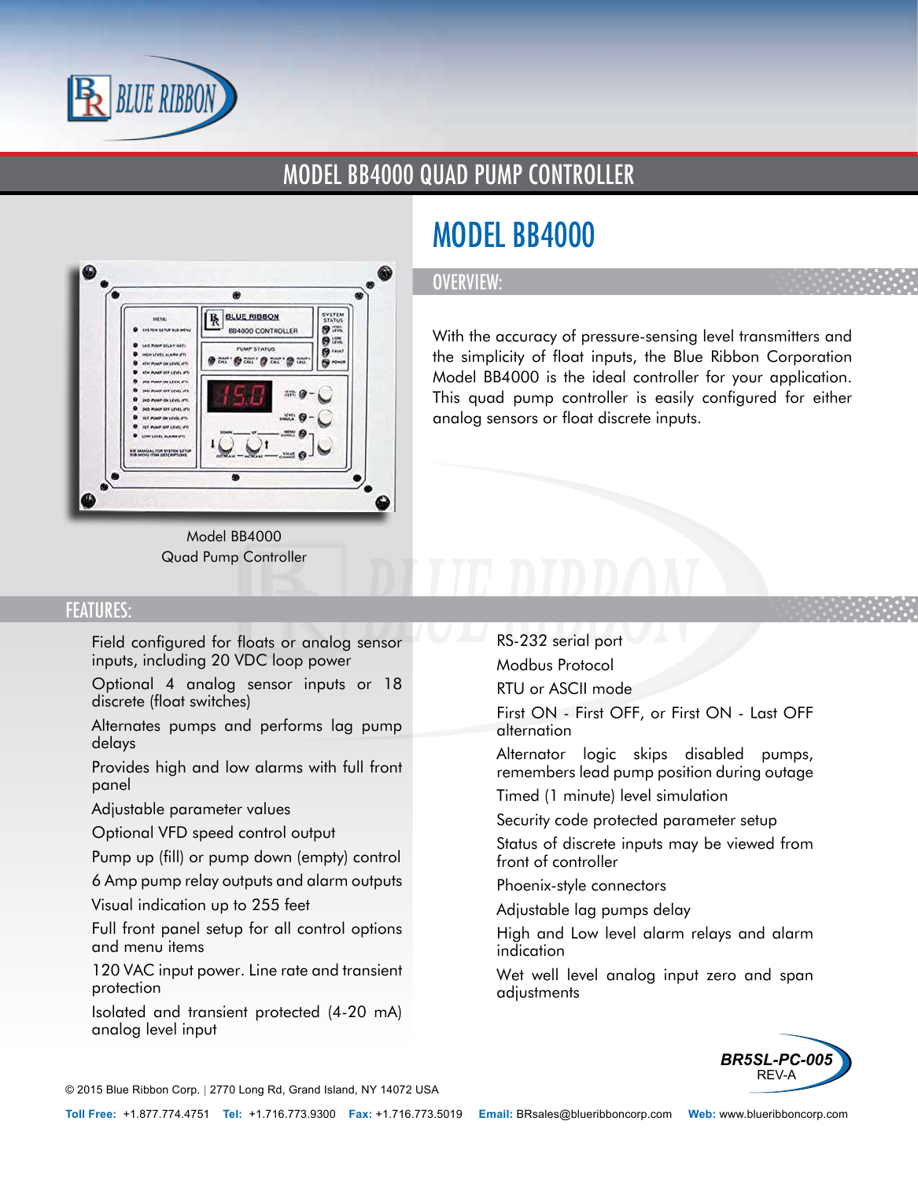# MODEL BB4000 QUAD PUMP CONTROLLER

Model BB4000
Quad Pump Controller

## MODEL BB4000

### OVERVIEW:

With the accuracy of pressure-sensing level transmitters and the simplicity of float inputs, the Blue Ribbon Corporation Model BB4000 is the ideal controller for your application. This quad pump controller is easily configured for either analog sensors or float discrete inputs.

### FEATURES:

- Field configured for floats or analog sensor inputs, including 20 VDC loop power
- Optional 4 analog sensor inputs or 18 discrete (float switches)
- Alternates pumps and performs lag pump delays
- Provides high and low alarms with full front panel
- Adjustable parameter values
- Optional VFD speed control output
- Pump up (fill) or pump down (empty) control
- 6 Amp pump relay outputs and alarm outputs
- Visual indication up to 255 feet
- Full front panel setup for all control options and menu items
- 120 VAC input power. Line rate and transient protection
- Isolated and transient protected (4-20 mA) analog level input
- RS-232 serial port
- Modbus Protocol
- RTU or ASCII mode
- First ON - First OFF, or First ON - Last OFF alternation
- Alternator logic skips disabled pumps, remembers lead pump position during outage
- Timed (1 minute) level simulation
- Security code protected parameter setup
- Status of discrete inputs may be viewed from front of controller
- Phoenix-style connectors
- Adjustable lag pumps delay
- High and Low level alarm relays and alarm indication
- Wet well level analog input zero and span adjustments

**BR5SL-PC-005**
REV-A

© 2015 Blue Ribbon Corp. | 2770 Long Rd, Grand Island, NY 14072 USA

**Toll Free:** +1.877.774.4751 **Tel:** +1.716.773.9300 **Fax:** +1.716.773.5019 **Email:** BRsales@blueribboncorp.com **Web:** www.blueribboncorp.com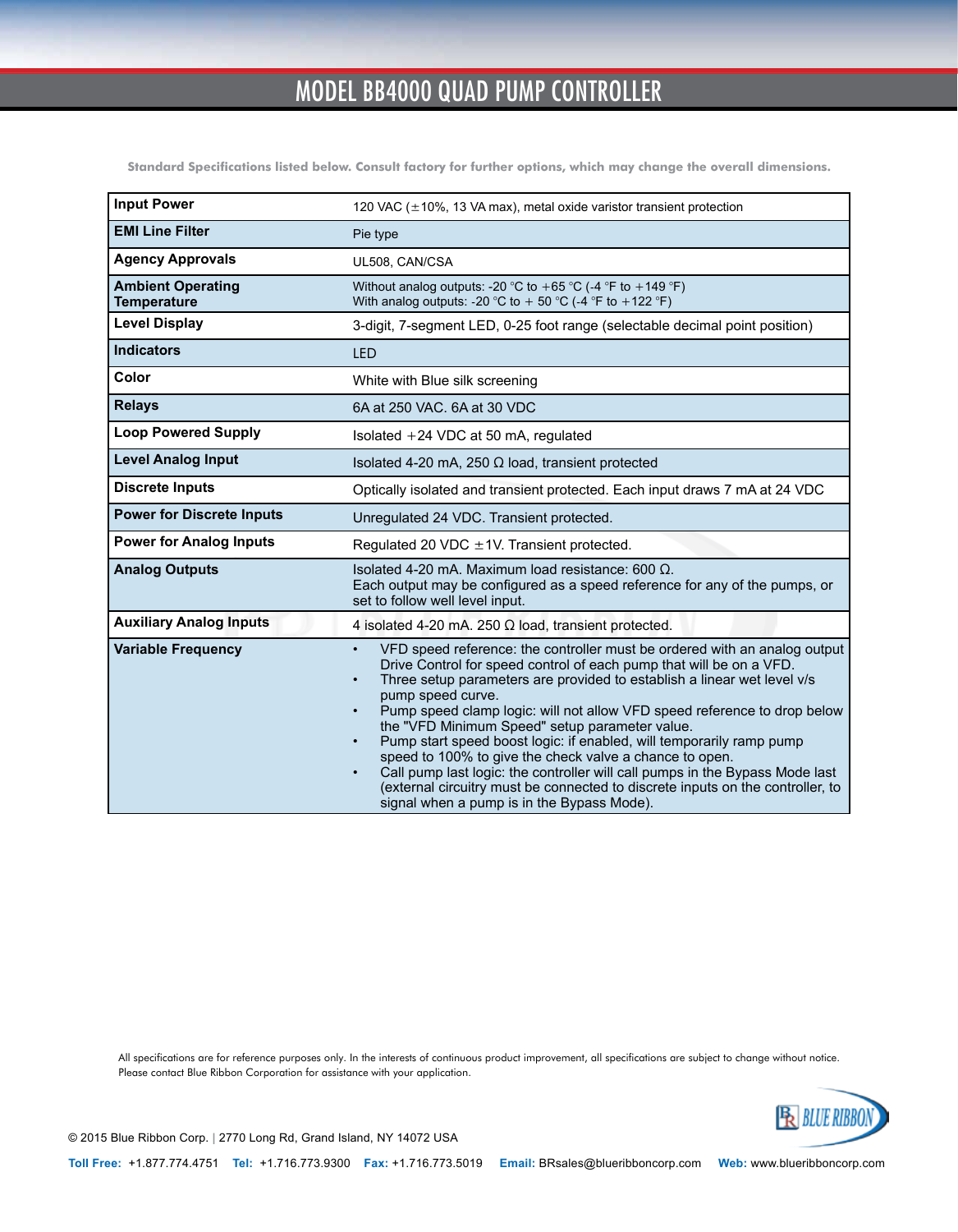# MODEL BB4000 QUAD PUMP CONTROLLER

Standard Specifications listed below. Consult factory for further options, which may change the overall dimensions.

| | |
|---|---|
| **Input Power** | 120 VAC (±10%, 13 VA max), metal oxide varistor transient protection |
| **EMI Line Filter** | Pie type |
| **Agency Approvals** | UL508, CAN/CSA |
| **Ambient Operating Temperature** | Without analog outputs: -20 °C to +65 °C (-4 °F to +149 °F)<br>With analog outputs: -20 °C to + 50 °C (-4 °F to +122 °F) |
| **Level Display** | 3-digit, 7-segment LED, 0-25 foot range (selectable decimal point position) |
| **Indicators** | LED |
| **Color** | White with Blue silk screening |
| **Relays** | 6A at 250 VAC. 6A at 30 VDC |
| **Loop Powered Supply** | Isolated +24 VDC at 50 mA, regulated |
| **Level Analog Input** | Isolated 4-20 mA, 250 Ω load, transient protected |
| **Discrete Inputs** | Optically isolated and transient protected. Each input draws 7 mA at 24 VDC |
| **Power for Discrete Inputs** | Unregulated 24 VDC. Transient protected. |
| **Power for Analog Inputs** | Regulated 20 VDC ±1V. Transient protected. |
| **Analog Outputs** | Isolated 4-20 mA. Maximum load resistance: 600 Ω.<br>Each output may be configured as a speed reference for any of the pumps, or set to follow well level input. |
| **Auxiliary Analog Inputs** | 4 isolated 4-20 mA. 250 Ω load, transient protected. |
| **Variable Frequency** | • VFD speed reference: the controller must be ordered with an analog output Drive Control for speed control of each pump that will be on a VFD.<br>• Three setup parameters are provided to establish a linear wet level v/s pump speed curve.<br>• Pump speed clamp logic: will not allow VFD speed reference to drop below the "VFD Minimum Speed" setup parameter value.<br>• Pump start speed boost logic: if enabled, will temporarily ramp pump speed to 100% to give the check valve a chance to open.<br>• Call pump last logic: the controller will call pumps in the Bypass Mode last (external circuitry must be connected to discrete inputs on the controller, to signal when a pump is in the Bypass Mode). |

All specifications are for reference purposes only. In the interests of continuous product improvement, all specifications are subject to change without notice. Please contact Blue Ribbon Corporation for assistance with your application.

© 2015 Blue Ribbon Corp. | 2770 Long Rd, Grand Island, NY 14072 USA

**Toll Free:** +1.877.774.4751 **Tel:** +1.716.773.9300 **Fax:** +1.716.773.5019 **Email:** BRsales@blueribboncorp.com **Web:** www.blueribboncorp.com